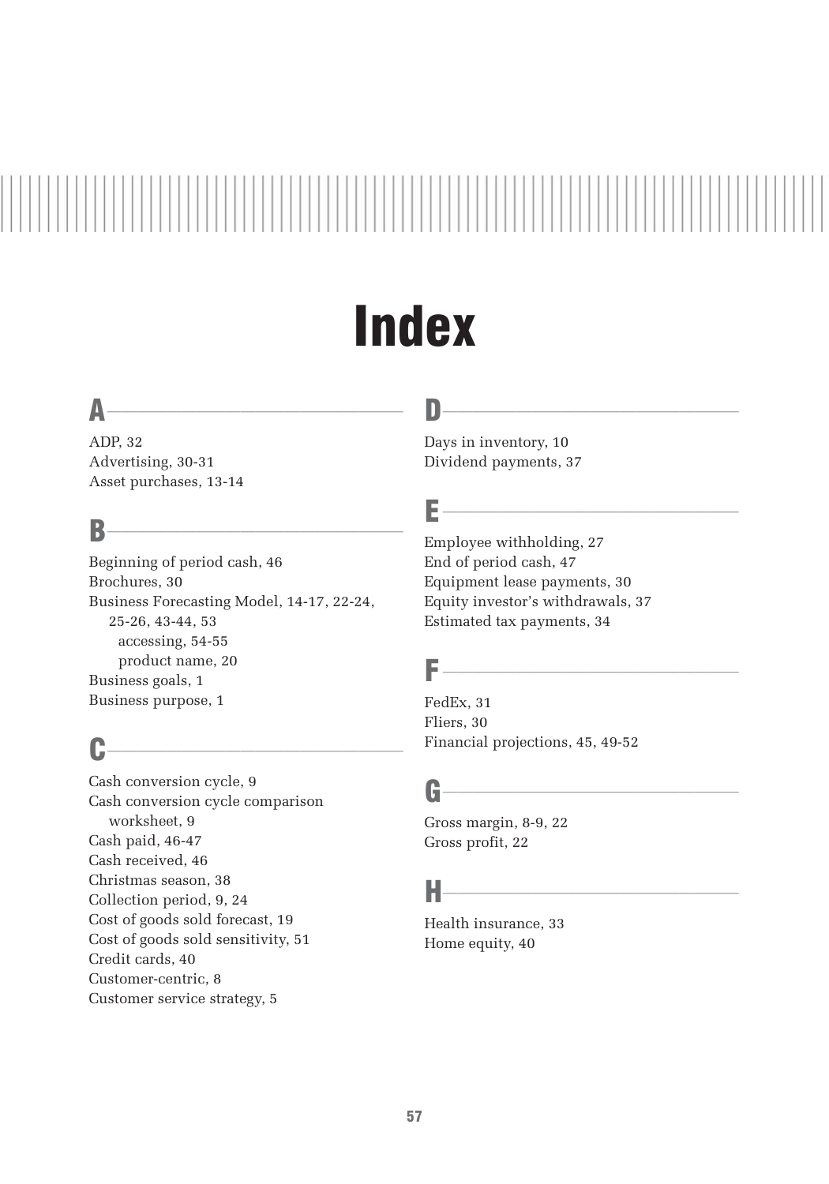# Index

## A

ADP, 32
Advertising, 30-31
Asset purchases, 13-14

## B

Beginning of period cash, 46
Brochures, 30
Business Forecasting Model, 14-17, 22-24, 25-26, 43-44, 53
- accessing, 54-55
- product name, 20

Business goals, 1
Business purpose, 1

## C

Cash conversion cycle, 9
Cash conversion cycle comparison worksheet, 9
Cash paid, 46-47
Cash received, 46
Christmas season, 38
Collection period, 9, 24
Cost of goods sold forecast, 19
Cost of goods sold sensitivity, 51
Credit cards, 40
Customer-centric, 8
Customer service strategy, 5

## D

Days in inventory, 10
Dividend payments, 37

## E

Employee withholding, 27
End of period cash, 47
Equipment lease payments, 30
Equity investor's withdrawals, 37
Estimated tax payments, 34

## F

FedEx, 31
Fliers, 30
Financial projections, 45, 49-52

## G

Gross margin, 8-9, 22
Gross profit, 22

## H

Health insurance, 33
Home equity, 40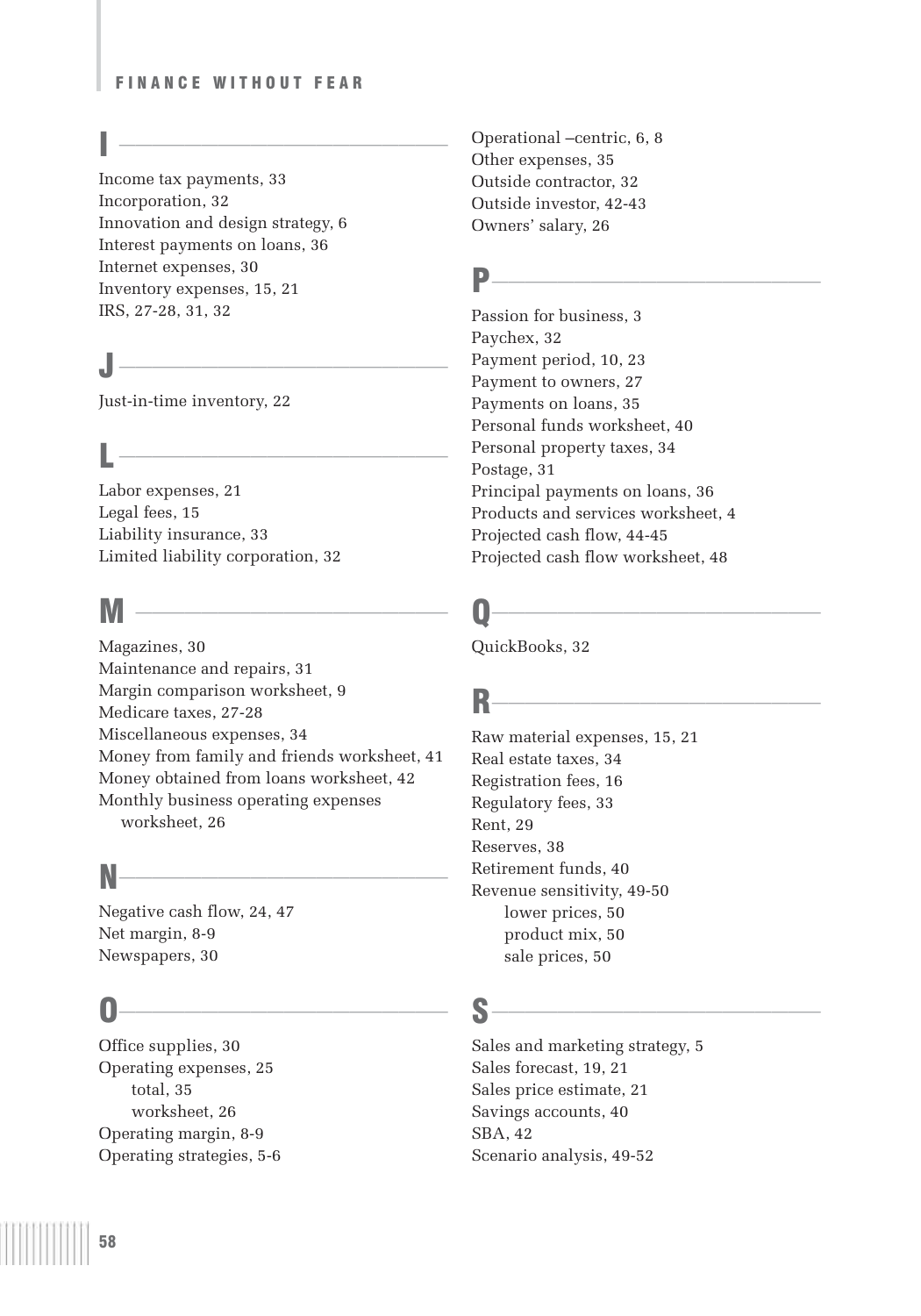## I

Income tax payments, 33
Incorporation, 32
Innovation and design strategy, 6
Interest payments on loans, 36
Internet expenses, 30
Inventory expenses, 15, 21
IRS, 27-28, 31, 32

## J

Just-in-time inventory, 22

## L

Labor expenses, 21
Legal fees, 15
Liability insurance, 33
Limited liability corporation, 32

## M

Magazines, 30
Maintenance and repairs, 31
Margin comparison worksheet, 9
Medicare taxes, 27-28
Miscellaneous expenses, 34
Money from family and friends worksheet, 41
Money obtained from loans worksheet, 42
Monthly business operating expenses
    worksheet, 26

## N

Negative cash flow, 24, 47
Net margin, 8-9
Newspapers, 30

## O

Office supplies, 30
Operating expenses, 25
    total, 35
    worksheet, 26
Operating margin, 8-9
Operating strategies, 5-6
Operational –centric, 6, 8
Other expenses, 35
Outside contractor, 32
Outside investor, 42-43
Owners' salary, 26

## P

Passion for business, 3
Paychex, 32
Payment period, 10, 23
Payment to owners, 27
Payments on loans, 35
Personal funds worksheet, 40
Personal property taxes, 34
Postage, 31
Principal payments on loans, 36
Products and services worksheet, 4
Projected cash flow, 44-45
Projected cash flow worksheet, 48

## Q

QuickBooks, 32

## R

Raw material expenses, 15, 21
Real estate taxes, 34
Registration fees, 16
Regulatory fees, 33
Rent, 29
Reserves, 38
Retirement funds, 40
Revenue sensitivity, 49-50
    lower prices, 50
    product mix, 50
    sale prices, 50

## S

Sales and marketing strategy, 5
Sales forecast, 19, 21
Sales price estimate, 21
Savings accounts, 40
SBA, 42
Scenario analysis, 49-52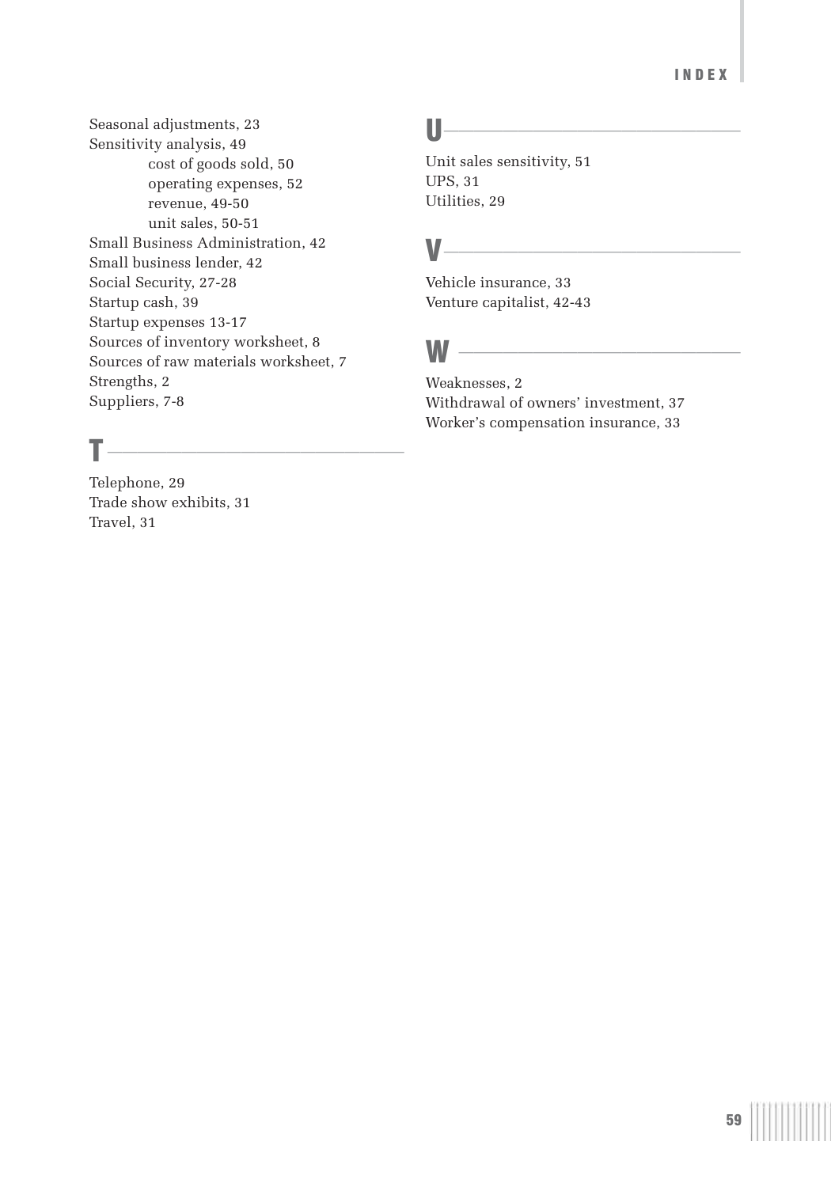Seasonal adjustments, 23
Sensitivity analysis, 49
- cost of goods sold, 50
- operating expenses, 52
- revenue, 49-50
- unit sales, 50-51

Small Business Administration, 42
Small business lender, 42
Social Security, 27-28
Startup cash, 39
Startup expenses 13-17
Sources of inventory worksheet, 8
Sources of raw materials worksheet, 7
Strengths, 2
Suppliers, 7-8

## T

Telephone, 29
Trade show exhibits, 31
Travel, 31

## U

Unit sales sensitivity, 51
UPS, 31
Utilities, 29

## V

Vehicle insurance, 33
Venture capitalist, 42-43

## W

Weaknesses, 2
Withdrawal of owners' investment, 37
Worker's compensation insurance, 33